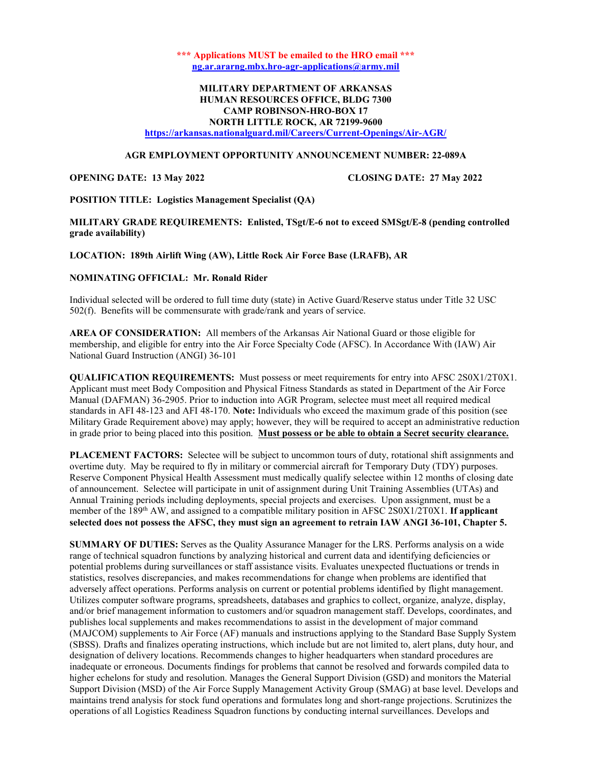**\*\*\* Applications MUST be emailed to the HRO email \*\*\***
**ng.ar.ararng.mbx.hro-agr-applications@army.mil**

**MILITARY DEPARTMENT OF ARKANSAS**
**HUMAN RESOURCES OFFICE, BLDG 7300**
**CAMP ROBINSON-HRO-BOX 17**
**NORTH LITTLE ROCK, AR 72199-9600**
**https://arkansas.nationalguard.mil/Careers/Current-Openings/Air-AGR/**

**AGR EMPLOYMENT OPPORTUNITY ANNOUNCEMENT NUMBER: 22-089A**

**OPENING DATE: 13 May 2022** **CLOSING DATE: 27 May 2022**

**POSITION TITLE: Logistics Management Specialist (QA)**

**MILITARY GRADE REQUIREMENTS: Enlisted, TSgt/E-6 not to exceed SMSgt/E-8 (pending controlled grade availability)**

**LOCATION: 189th Airlift Wing (AW), Little Rock Air Force Base (LRAFB), AR**

**NOMINATING OFFICIAL: Mr. Ronald Rider**

Individual selected will be ordered to full time duty (state) in Active Guard/Reserve status under Title 32 USC 502(f). Benefits will be commensurate with grade/rank and years of service.

**AREA OF CONSIDERATION:** All members of the Arkansas Air National Guard or those eligible for membership, and eligible for entry into the Air Force Specialty Code (AFSC). In Accordance With (IAW) Air National Guard Instruction (ANGI) 36-101

**QUALIFICATION REQUIREMENTS:** Must possess or meet requirements for entry into AFSC 2S0X1/2T0X1. Applicant must meet Body Composition and Physical Fitness Standards as stated in Department of the Air Force Manual (DAFMAN) 36-2905. Prior to induction into AGR Program, selectee must meet all required medical standards in AFI 48-123 and AFI 48-170. **Note:** Individuals who exceed the maximum grade of this position (see Military Grade Requirement above) may apply; however, they will be required to accept an administrative reduction in grade prior to being placed into this position. **Must possess or be able to obtain a Secret security clearance.**

**PLACEMENT FACTORS:** Selectee will be subject to uncommon tours of duty, rotational shift assignments and overtime duty. May be required to fly in military or commercial aircraft for Temporary Duty (TDY) purposes. Reserve Component Physical Health Assessment must medically qualify selectee within 12 months of closing date of announcement. Selectee will participate in unit of assignment during Unit Training Assemblies (UTAs) and Annual Training periods including deployments, special projects and exercises. Upon assignment, must be a member of the 189th AW, and assigned to a compatible military position in AFSC 2S0X1/2T0X1. **If applicant selected does not possess the AFSC, they must sign an agreement to retrain IAW ANGI 36-101, Chapter 5.**

**SUMMARY OF DUTIES:** Serves as the Quality Assurance Manager for the LRS. Performs analysis on a wide range of technical squadron functions by analyzing historical and current data and identifying deficiencies or potential problems during surveillances or staff assistance visits. Evaluates unexpected fluctuations or trends in statistics, resolves discrepancies, and makes recommendations for change when problems are identified that adversely affect operations. Performs analysis on current or potential problems identified by flight management. Utilizes computer software programs, spreadsheets, databases and graphics to collect, organize, analyze, display, and/or brief management information to customers and/or squadron management staff. Develops, coordinates, and publishes local supplements and makes recommendations to assist in the development of major command (MAJCOM) supplements to Air Force (AF) manuals and instructions applying to the Standard Base Supply System (SBSS). Drafts and finalizes operating instructions, which include but are not limited to, alert plans, duty hour, and designation of delivery locations. Recommends changes to higher headquarters when standard procedures are inadequate or erroneous. Documents findings for problems that cannot be resolved and forwards compiled data to higher echelons for study and resolution. Manages the General Support Division (GSD) and monitors the Material Support Division (MSD) of the Air Force Supply Management Activity Group (SMAG) at base level. Develops and maintains trend analysis for stock fund operations and formulates long and short-range projections. Scrutinizes the operations of all Logistics Readiness Squadron functions by conducting internal surveillances. Develops and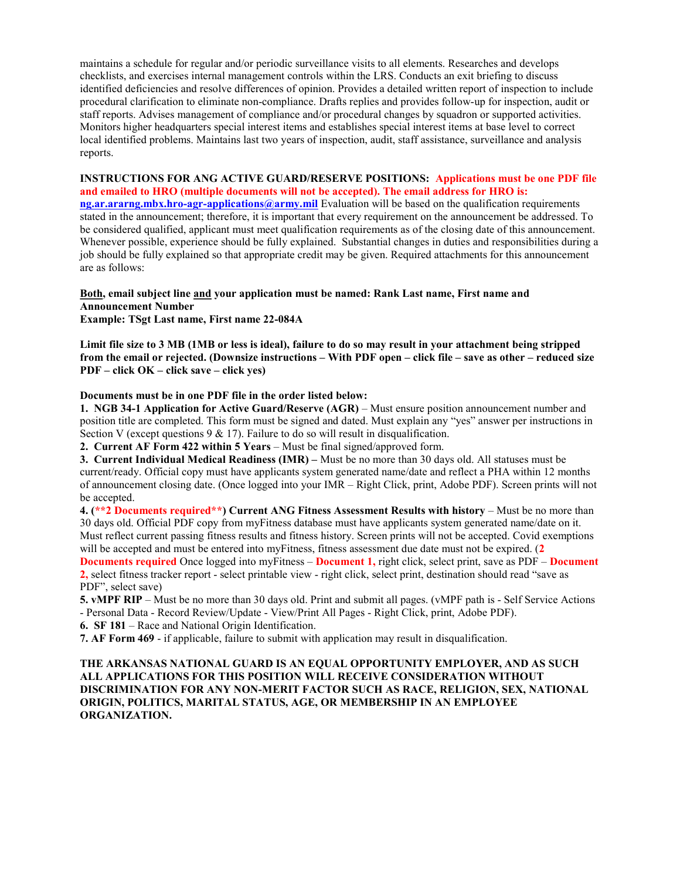maintains a schedule for regular and/or periodic surveillance visits to all elements. Researches and develops checklists, and exercises internal management controls within the LRS. Conducts an exit briefing to discuss identified deficiencies and resolve differences of opinion. Provides a detailed written report of inspection to include procedural clarification to eliminate non-compliance. Drafts replies and provides follow-up for inspection, audit or staff reports. Advises management of compliance and/or procedural changes by squadron or supported activities. Monitors higher headquarters special interest items and establishes special interest items at base level to correct local identified problems. Maintains last two years of inspection, audit, staff assistance, surveillance and analysis reports.

**INSTRUCTIONS FOR ANG ACTIVE GUARD/RESERVE POSITIONS: Applications must be one PDF file and emailed to HRO (multiple documents will not be accepted). The email address for HRO is:** **ng.ar.ararng.mbx.hro-agr-applications@army.mil** Evaluation will be based on the qualification requirements stated in the announcement; therefore, it is important that every requirement on the announcement be addressed. To be considered qualified, applicant must meet qualification requirements as of the closing date of this announcement. Whenever possible, experience should be fully explained. Substantial changes in duties and responsibilities during a job should be fully explained so that appropriate credit may be given. Required attachments for this announcement are as follows:

**Both, email subject line and your application must be named: Rank Last name, First name and Announcement Number**
**Example: TSgt Last name, First name 22-084A**

**Limit file size to 3 MB (1MB or less is ideal), failure to do so may result in your attachment being stripped from the email or rejected. (Downsize instructions – With PDF open – click file – save as other – reduced size PDF – click OK – click save – click yes)**

**Documents must be in one PDF file in the order listed below:**

1. **NGB 34-1 Application for Active Guard/Reserve (AGR)** – Must ensure position announcement number and position title are completed. This form must be signed and dated. Must explain any "yes" answer per instructions in Section V (except questions 9 & 17). Failure to do so will result in disqualification.
2. **Current AF Form 422 within 5 Years** – Must be final signed/approved form.
3. **Current Individual Medical Readiness (IMR) –** Must be no more than 30 days old. All statuses must be current/ready. Official copy must have applicants system generated name/date and reflect a PHA within 12 months of announcement closing date. (Once logged into your IMR – Right Click, print, Adobe PDF). Screen prints will not be accepted.
4. **(\*\*2 Documents required\*\*) Current ANG Fitness Assessment Results with history** – Must be no more than 30 days old. Official PDF copy from myFitness database must have applicants system generated name/date on it. Must reflect current passing fitness results and fitness history. Screen prints will not be accepted. Covid exemptions will be accepted and must be entered into myFitness, fitness assessment due date must not be expired. (**2 Documents required** Once logged into myFitness – **Document 1,** right click, select print, save as PDF – **Document 2,** select fitness tracker report - select printable view - right click, select print, destination should read "save as PDF", select save)
5. **vMPF RIP** – Must be no more than 30 days old. Print and submit all pages. (vMPF path is - Self Service Actions - Personal Data - Record Review/Update - View/Print All Pages - Right Click, print, Adobe PDF).
6. **SF 181** – Race and National Origin Identification.
7. **AF Form 469** - if applicable, failure to submit with application may result in disqualification.

**THE ARKANSAS NATIONAL GUARD IS AN EQUAL OPPORTUNITY EMPLOYER, AND AS SUCH ALL APPLICATIONS FOR THIS POSITION WILL RECEIVE CONSIDERATION WITHOUT DISCRIMINATION FOR ANY NON-MERIT FACTOR SUCH AS RACE, RELIGION, SEX, NATIONAL ORIGIN, POLITICS, MARITAL STATUS, AGE, OR MEMBERSHIP IN AN EMPLOYEE ORGANIZATION.**